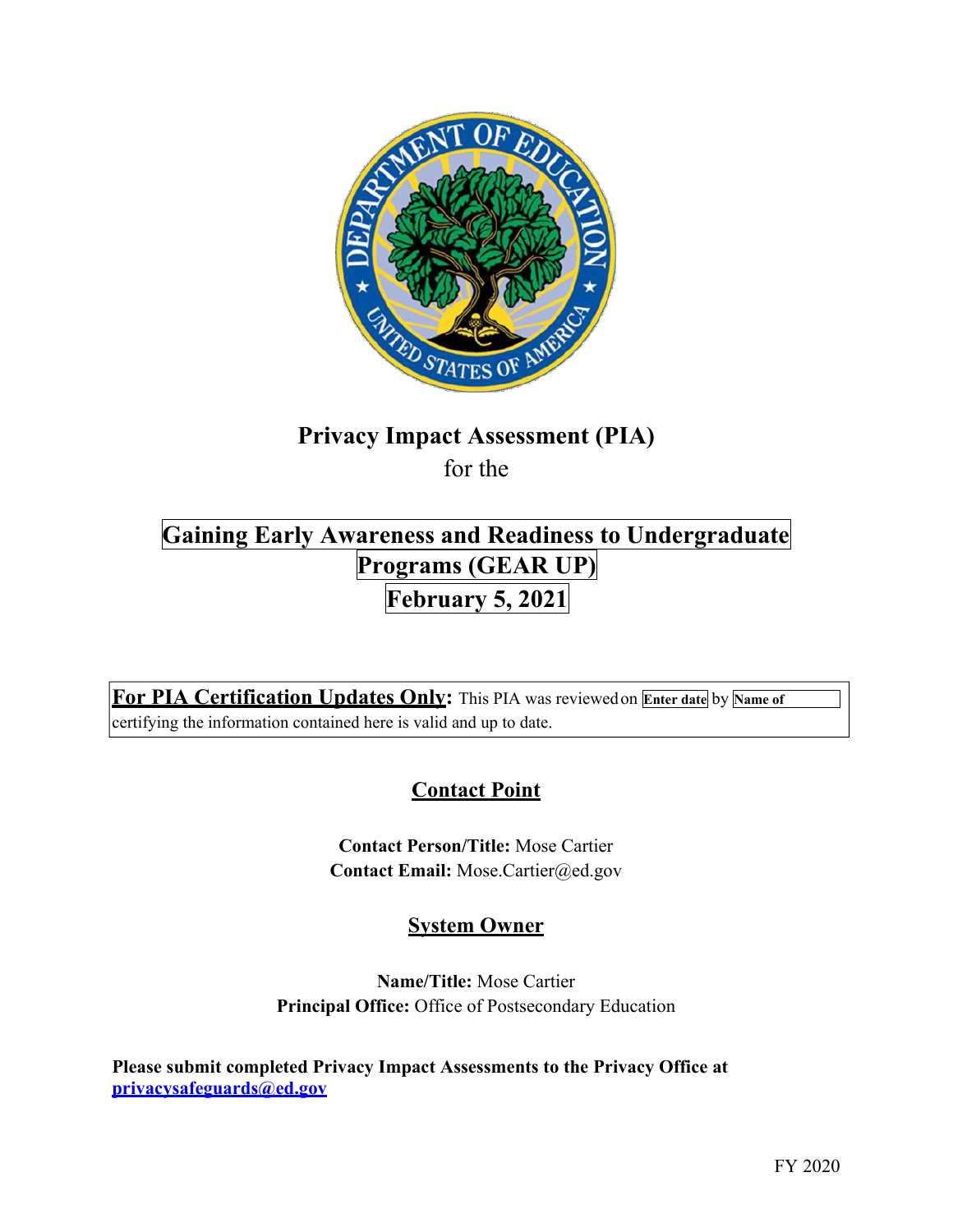# Privacy Impact Assessment (PIA)

for the

## Gaining Early Awareness and Readiness to Undergraduate Programs (GEAR UP)

## February 5, 2021

**For PIA Certification Updates Only:** This PIA was reviewed on **Enter date** by **Name of** certifying the information contained here is valid and up to date.

## Contact Point

**Contact Person/Title:** Mose Cartier
**Contact Email:** Mose.Cartier@ed.gov

## System Owner

**Name/Title:** Mose Cartier
**Principal Office:** Office of Postsecondary Education

**Please submit completed Privacy Impact Assessments to the Privacy Office at privacysafeguards@ed.gov**

FY 2020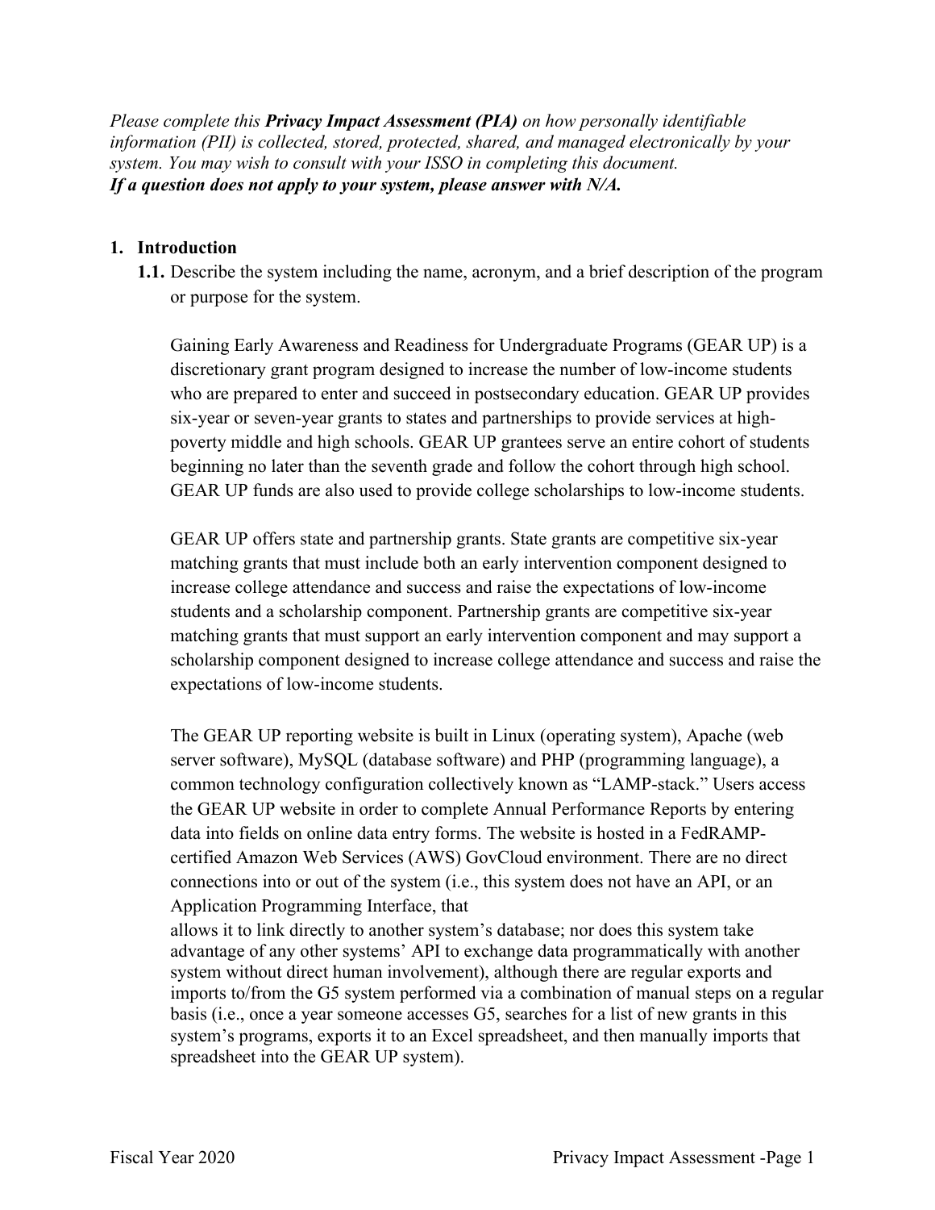*Please complete this **Privacy Impact Assessment (PIA)** on how personally identifiable information (PII) is collected, stored, protected, shared, and managed electronically by your system. You may wish to consult with your ISSO in completing this document.*
***If a question does not apply to your system, please answer with N/A.***

## 1. Introduction

**1.1.** Describe the system including the name, acronym, and a brief description of the program or purpose for the system.

Gaining Early Awareness and Readiness for Undergraduate Programs (GEAR UP) is a discretionary grant program designed to increase the number of low-income students who are prepared to enter and succeed in postsecondary education. GEAR UP provides six-year or seven-year grants to states and partnerships to provide services at high-poverty middle and high schools. GEAR UP grantees serve an entire cohort of students beginning no later than the seventh grade and follow the cohort through high school. GEAR UP funds are also used to provide college scholarships to low-income students.

GEAR UP offers state and partnership grants. State grants are competitive six-year matching grants that must include both an early intervention component designed to increase college attendance and success and raise the expectations of low-income students and a scholarship component. Partnership grants are competitive six-year matching grants that must support an early intervention component and may support a scholarship component designed to increase college attendance and success and raise the expectations of low-income students.

The GEAR UP reporting website is built in Linux (operating system), Apache (web server software), MySQL (database software) and PHP (programming language), a common technology configuration collectively known as "LAMP-stack." Users access the GEAR UP website in order to complete Annual Performance Reports by entering data into fields on online data entry forms. The website is hosted in a FedRAMP-certified Amazon Web Services (AWS) GovCloud environment. There are no direct connections into or out of the system (i.e., this system does not have an API, or an Application Programming Interface, that allows it to link directly to another system's database; nor does this system take advantage of any other systems' API to exchange data programmatically with another system without direct human involvement), although there are regular exports and imports to/from the G5 system performed via a combination of manual steps on a regular basis (i.e., once a year someone accesses G5, searches for a list of new grants in this system's programs, exports it to an Excel spreadsheet, and then manually imports that spreadsheet into the GEAR UP system).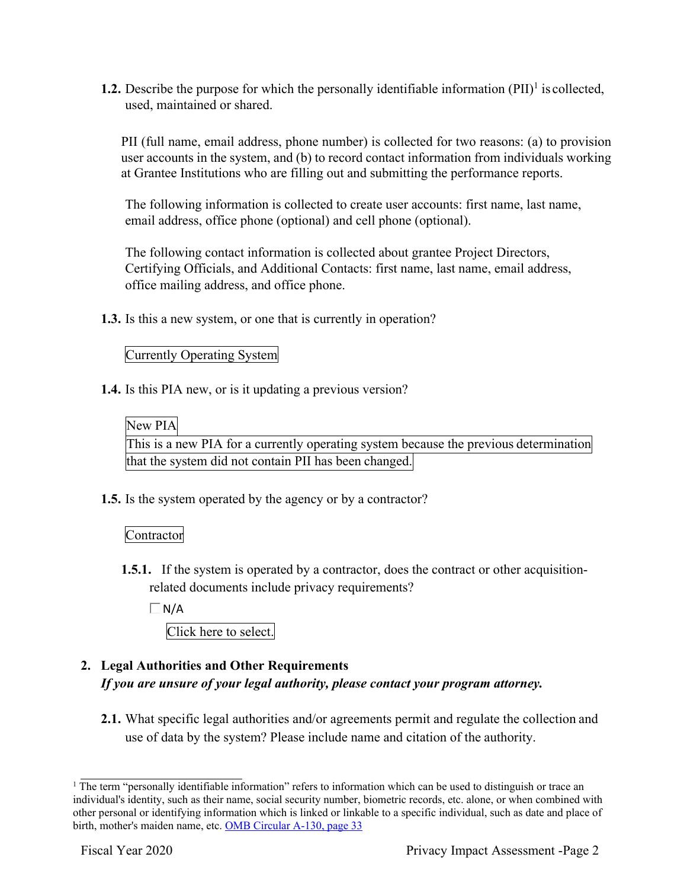**1.2.** Describe the purpose for which the personally identifiable information (PII)[1] is collected, used, maintained or shared.

PII (full name, email address, phone number) is collected for two reasons: (a) to provision user accounts in the system, and (b) to record contact information from individuals working at Grantee Institutions who are filling out and submitting the performance reports.

The following information is collected to create user accounts: first name, last name, email address, office phone (optional) and cell phone (optional).

The following contact information is collected about grantee Project Directors, Certifying Officials, and Additional Contacts: first name, last name, email address, office mailing address, and office phone.

**1.3.** Is this a new system, or one that is currently in operation?

Currently Operating System

**1.4.** Is this PIA new, or is it updating a previous version?

New PIA

This is a new PIA for a currently operating system because the previous determination that the system did not contain PII has been changed.

**1.5.** Is the system operated by the agency or by a contractor?

Contractor

**1.5.1.** If the system is operated by a contractor, does the contract or other acquisition-related documents include privacy requirements?

☐ N/A

Click here to select.

## 2. Legal Authorities and Other Requirements

***If you are unsure of your legal authority, please contact your program attorney.***

**2.1.** What specific legal authorities and/or agreements permit and regulate the collection and use of data by the system? Please include name and citation of the authority.

[1] The term "personally identifiable information" refers to information which can be used to distinguish or trace an individual's identity, such as their name, social security number, biometric records, etc. alone, or when combined with other personal or identifying information which is linked or linkable to a specific individual, such as date and place of birth, mother's maiden name, etc. OMB Circular A-130, page 33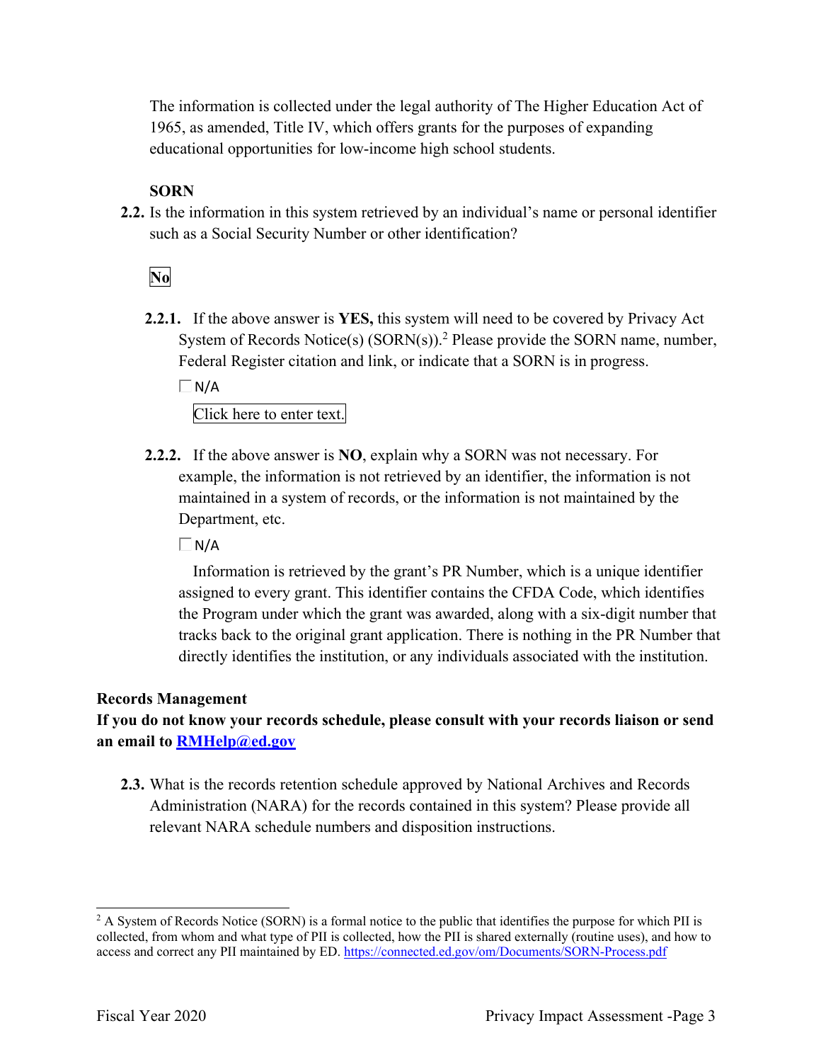The information is collected under the legal authority of The Higher Education Act of 1965, as amended, Title IV, which offers grants for the purposes of expanding educational opportunities for low-income high school students.

**SORN**

**2.2.** Is the information in this system retrieved by an individual's name or personal identifier such as a Social Security Number or other identification?

**No**

**2.2.1.** If the above answer is **YES,** this system will need to be covered by Privacy Act System of Records Notice(s) (SORN(s)).[2] Please provide the SORN name, number, Federal Register citation and link, or indicate that a SORN is in progress.

☐ N/A

Click here to enter text.

**2.2.2.** If the above answer is **NO**, explain why a SORN was not necessary. For example, the information is not retrieved by an identifier, the information is not maintained in a system of records, or the information is not maintained by the Department, etc.

☐ N/A

Information is retrieved by the grant's PR Number, which is a unique identifier assigned to every grant. This identifier contains the CFDA Code, which identifies the Program under which the grant was awarded, along with a six-digit number that tracks back to the original grant application. There is nothing in the PR Number that directly identifies the institution, or any individuals associated with the institution.

**Records Management**

**If you do not know your records schedule, please consult with your records liaison or send an email to [RMHelp@ed.gov](mailto:RMHelp@ed.gov)**

**2.3.** What is the records retention schedule approved by National Archives and Records Administration (NARA) for the records contained in this system? Please provide all relevant NARA schedule numbers and disposition instructions.

---

[2] A System of Records Notice (SORN) is a formal notice to the public that identifies the purpose for which PII is collected, from whom and what type of PII is collected, how the PII is shared externally (routine uses), and how to access and correct any PII maintained by ED. https://connected.ed.gov/om/Documents/SORN-Process.pdf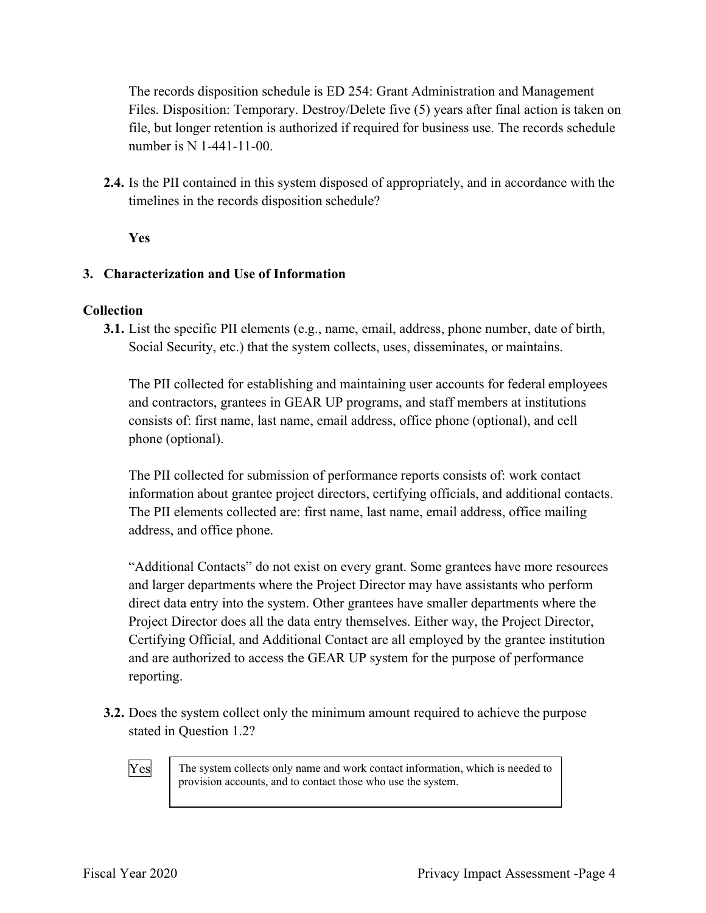The records disposition schedule is ED 254: Grant Administration and Management Files. Disposition: Temporary. Destroy/Delete five (5) years after final action is taken on file, but longer retention is authorized if required for business use. The records schedule number is N 1-441-11-00.

**2.4.** Is the PII contained in this system disposed of appropriately, and in accordance with the timelines in the records disposition schedule?

**Yes**

## 3. Characterization and Use of Information

### Collection

**3.1.** List the specific PII elements (e.g., name, email, address, phone number, date of birth, Social Security, etc.) that the system collects, uses, disseminates, or maintains.

The PII collected for establishing and maintaining user accounts for federal employees and contractors, grantees in GEAR UP programs, and staff members at institutions consists of: first name, last name, email address, office phone (optional), and cell phone (optional).

The PII collected for submission of performance reports consists of: work contact information about grantee project directors, certifying officials, and additional contacts. The PII elements collected are: first name, last name, email address, office mailing address, and office phone.

"Additional Contacts" do not exist on every grant. Some grantees have more resources and larger departments where the Project Director may have assistants who perform direct data entry into the system. Other grantees have smaller departments where the Project Director does all the data entry themselves. Either way, the Project Director, Certifying Official, and Additional Contact are all employed by the grantee institution and are authorized to access the GEAR UP system for the purpose of performance reporting.

**3.2.** Does the system collect only the minimum amount required to achieve the purpose stated in Question 1.2?

Yes

The system collects only name and work contact information, which is needed to provision accounts, and to contact those who use the system.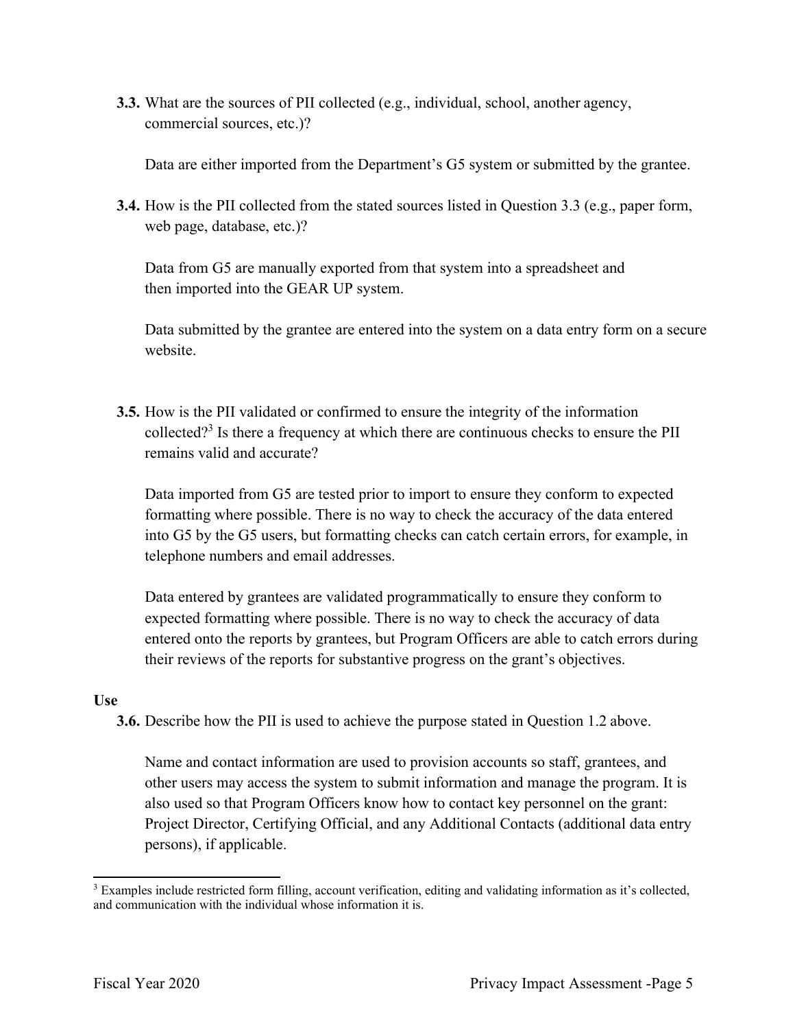**3.3.** What are the sources of PII collected (e.g., individual, school, another agency, commercial sources, etc.)?

Data are either imported from the Department's G5 system or submitted by the grantee.

**3.4.** How is the PII collected from the stated sources listed in Question 3.3 (e.g., paper form, web page, database, etc.)?

Data from G5 are manually exported from that system into a spreadsheet and then imported into the GEAR UP system.

Data submitted by the grantee are entered into the system on a data entry form on a secure website.

**3.5.** How is the PII validated or confirmed to ensure the integrity of the information collected?[3] Is there a frequency at which there are continuous checks to ensure the PII remains valid and accurate?

Data imported from G5 are tested prior to import to ensure they conform to expected formatting where possible. There is no way to check the accuracy of the data entered into G5 by the G5 users, but formatting checks can catch certain errors, for example, in telephone numbers and email addresses.

Data entered by grantees are validated programmatically to ensure they conform to expected formatting where possible. There is no way to check the accuracy of data entered onto the reports by grantees, but Program Officers are able to catch errors during their reviews of the reports for substantive progress on the grant's objectives.

**Use**

**3.6.** Describe how the PII is used to achieve the purpose stated in Question 1.2 above.

Name and contact information are used to provision accounts so staff, grantees, and other users may access the system to submit information and manage the program. It is also used so that Program Officers know how to contact key personnel on the grant: Project Director, Certifying Official, and any Additional Contacts (additional data entry persons), if applicable.

[3] Examples include restricted form filling, account verification, editing and validating information as it's collected, and communication with the individual whose information it is.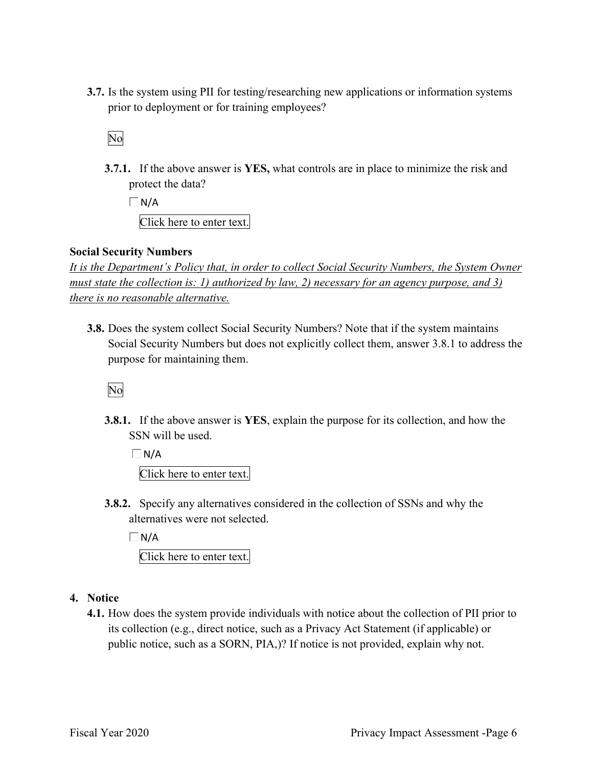**3.7.** Is the system using PII for testing/researching new applications or information systems prior to deployment or for training employees?

No

**3.7.1.** If the above answer is **YES,** what controls are in place to minimize the risk and protect the data?

☐ N/A

Click here to enter text.

**Social Security Numbers**

*It is the Department's Policy that, in order to collect Social Security Numbers, the System Owner must state the collection is: 1) authorized by law, 2) necessary for an agency purpose, and 3) there is no reasonable alternative.*

**3.8.** Does the system collect Social Security Numbers? Note that if the system maintains Social Security Numbers but does not explicitly collect them, answer 3.8.1 to address the purpose for maintaining them.

No

**3.8.1.** If the above answer is **YES**, explain the purpose for its collection, and how the SSN will be used.

☐ N/A

Click here to enter text.

**3.8.2.** Specify any alternatives considered in the collection of SSNs and why the alternatives were not selected.

☐ N/A

Click here to enter text.

## 4. Notice

**4.1.** How does the system provide individuals with notice about the collection of PII prior to its collection (e.g., direct notice, such as a Privacy Act Statement (if applicable) or public notice, such as a SORN, PIA,)? If notice is not provided, explain why not.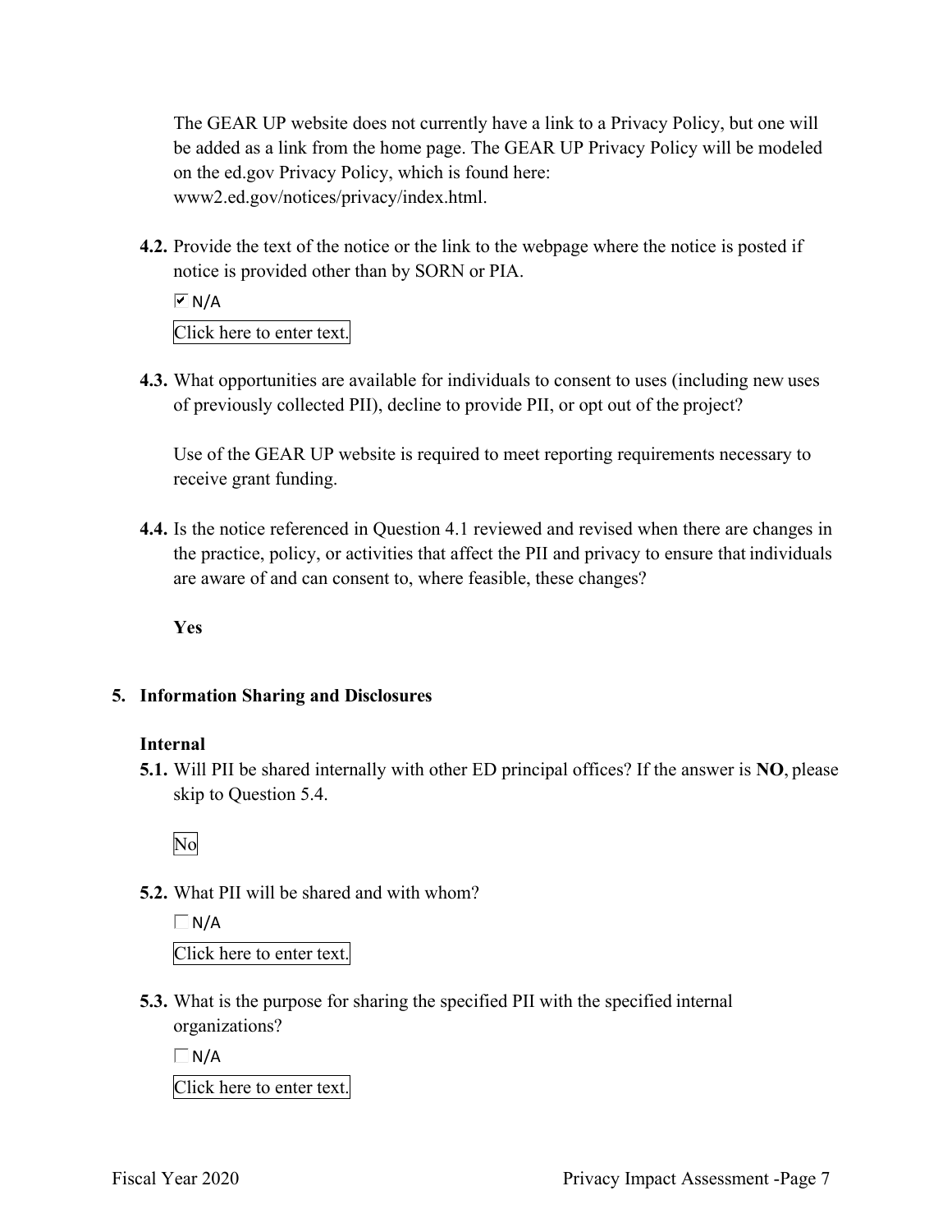The GEAR UP website does not currently have a link to a Privacy Policy, but one will be added as a link from the home page. The GEAR UP Privacy Policy will be modeled on the ed.gov Privacy Policy, which is found here: www2.ed.gov/notices/privacy/index.html.

**4.2.** Provide the text of the notice or the link to the webpage where the notice is posted if notice is provided other than by SORN or PIA.

☑ N/A

Click here to enter text.

**4.3.** What opportunities are available for individuals to consent to uses (including new uses of previously collected PII), decline to provide PII, or opt out of the project?

Use of the GEAR UP website is required to meet reporting requirements necessary to receive grant funding.

**4.4.** Is the notice referenced in Question 4.1 reviewed and revised when there are changes in the practice, policy, or activities that affect the PII and privacy to ensure that individuals are aware of and can consent to, where feasible, these changes?

**Yes**

## 5. Information Sharing and Disclosures

### Internal

**5.1.** Will PII be shared internally with other ED principal offices? If the answer is **NO**, please skip to Question 5.4.

No

**5.2.** What PII will be shared and with whom?

☐ N/A

Click here to enter text.

**5.3.** What is the purpose for sharing the specified PII with the specified internal organizations?

☐ N/A

Click here to enter text.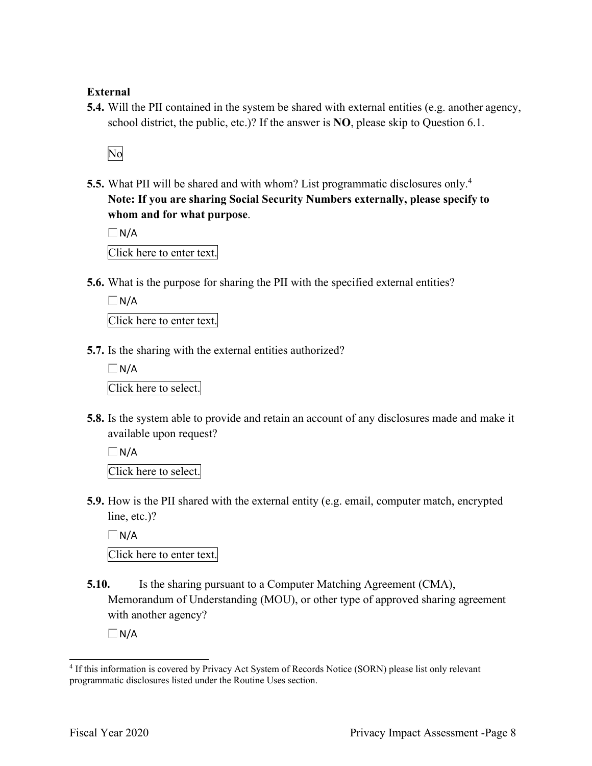**External**

**5.4.** Will the PII contained in the system be shared with external entities (e.g. another agency, school district, the public, etc.)? If the answer is **NO**, please skip to Question 6.1.

No

**5.5.** What PII will be shared and with whom? List programmatic disclosures only.[4] **Note: If you are sharing Social Security Numbers externally, please specify to whom and for what purpose**.

☐ N/A

Click here to enter text.

**5.6.** What is the purpose for sharing the PII with the specified external entities?

☐ N/A

Click here to enter text.

**5.7.** Is the sharing with the external entities authorized?

☐ N/A

Click here to select.

**5.8.** Is the system able to provide and retain an account of any disclosures made and make it available upon request?

☐ N/A

Click here to select.

**5.9.** How is the PII shared with the external entity (e.g. email, computer match, encrypted line, etc.)?

☐ N/A

Click here to enter text.

**5.10.** Is the sharing pursuant to a Computer Matching Agreement (CMA), Memorandum of Understanding (MOU), or other type of approved sharing agreement with another agency?

☐ N/A

---

[4] If this information is covered by Privacy Act System of Records Notice (SORN) please list only relevant programmatic disclosures listed under the Routine Uses section.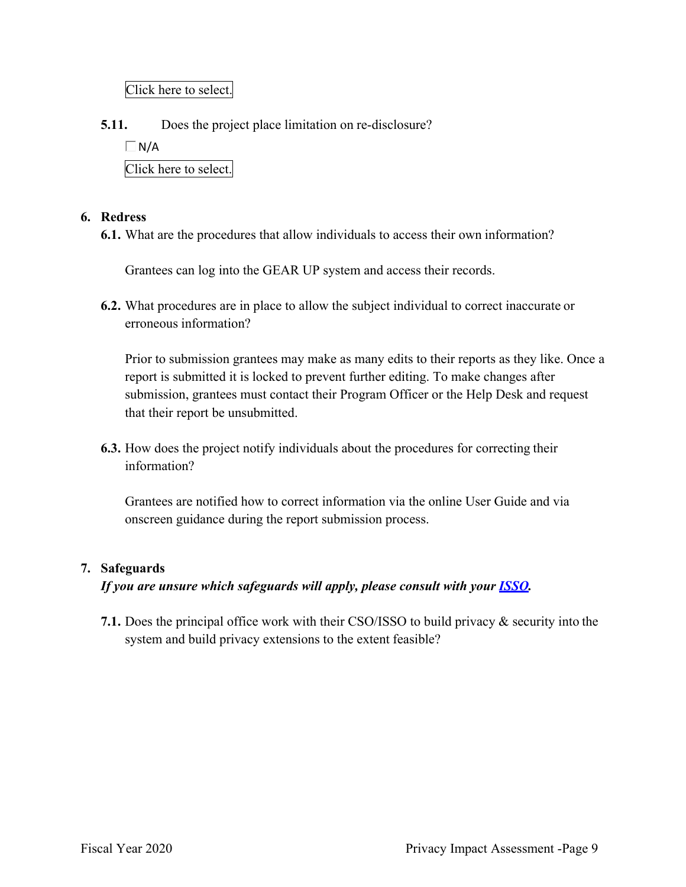Click here to select.

**5.11.** Does the project place limitation on re-disclosure?

☐ N/A

Click here to select.

## 6. Redress

**6.1.** What are the procedures that allow individuals to access their own information?

Grantees can log into the GEAR UP system and access their records.

**6.2.** What procedures are in place to allow the subject individual to correct inaccurate or erroneous information?

Prior to submission grantees may make as many edits to their reports as they like. Once a report is submitted it is locked to prevent further editing. To make changes after submission, grantees must contact their Program Officer or the Help Desk and request that their report be unsubmitted.

**6.3.** How does the project notify individuals about the procedures for correcting their information?

Grantees are notified how to correct information via the online User Guide and via onscreen guidance during the report submission process.

## 7. Safeguards

***If you are unsure which safeguards will apply, please consult with your ISSO.***

**7.1.** Does the principal office work with their CSO/ISSO to build privacy & security into the system and build privacy extensions to the extent feasible?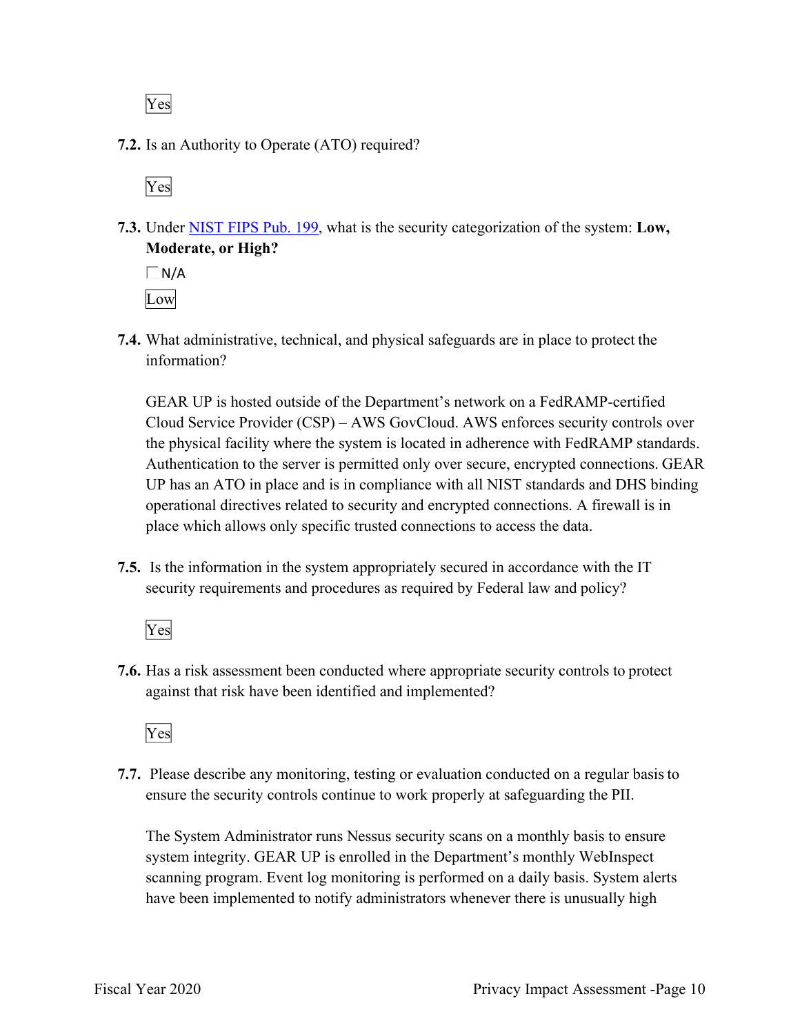Yes

**7.2.** Is an Authority to Operate (ATO) required?

Yes

**7.3.** Under [NIST FIPS Pub. 199](), what is the security categorization of the system: **Low, Moderate, or High?**

☐ N/A

Low

**7.4.** What administrative, technical, and physical safeguards are in place to protect the information?

GEAR UP is hosted outside of the Department's network on a FedRAMP-certified Cloud Service Provider (CSP) – AWS GovCloud. AWS enforces security controls over the physical facility where the system is located in adherence with FedRAMP standards. Authentication to the server is permitted only over secure, encrypted connections. GEAR UP has an ATO in place and is in compliance with all NIST standards and DHS binding operational directives related to security and encrypted connections. A firewall is in place which allows only specific trusted connections to access the data.

**7.5.** Is the information in the system appropriately secured in accordance with the IT security requirements and procedures as required by Federal law and policy?

Yes

**7.6.** Has a risk assessment been conducted where appropriate security controls to protect against that risk have been identified and implemented?

Yes

**7.7.** Please describe any monitoring, testing or evaluation conducted on a regular basis to ensure the security controls continue to work properly at safeguarding the PII.

The System Administrator runs Nessus security scans on a monthly basis to ensure system integrity. GEAR UP is enrolled in the Department's monthly WebInspect scanning program. Event log monitoring is performed on a daily basis. System alerts have been implemented to notify administrators whenever there is unusually high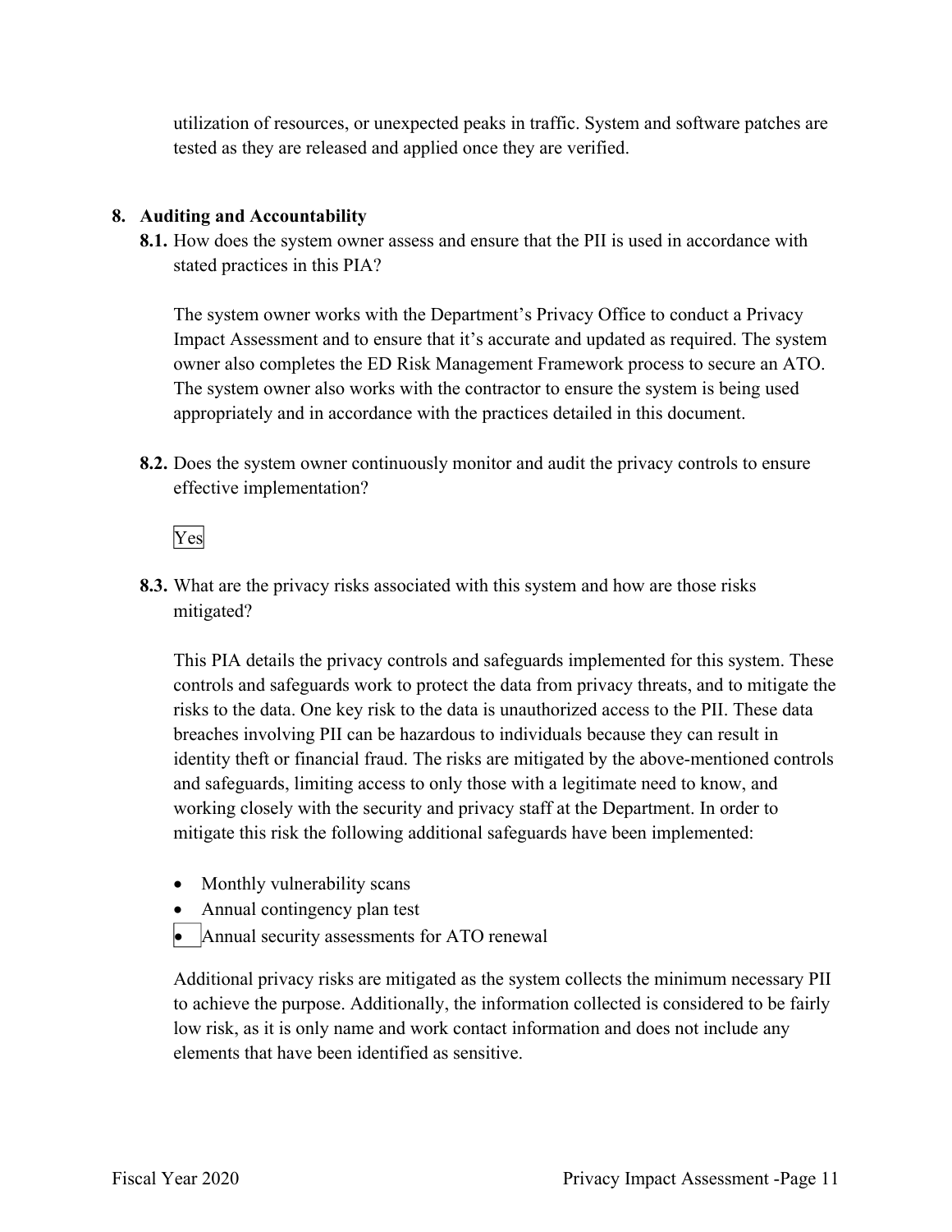utilization of resources, or unexpected peaks in traffic. System and software patches are tested as they are released and applied once they are verified.

**8. Auditing and Accountability**

**8.1.** How does the system owner assess and ensure that the PII is used in accordance with stated practices in this PIA?

The system owner works with the Department's Privacy Office to conduct a Privacy Impact Assessment and to ensure that it's accurate and updated as required. The system owner also completes the ED Risk Management Framework process to secure an ATO. The system owner also works with the contractor to ensure the system is being used appropriately and in accordance with the practices detailed in this document.

**8.2.** Does the system owner continuously monitor and audit the privacy controls to ensure effective implementation?

Yes

**8.3.** What are the privacy risks associated with this system and how are those risks mitigated?

This PIA details the privacy controls and safeguards implemented for this system. These controls and safeguards work to protect the data from privacy threats, and to mitigate the risks to the data. One key risk to the data is unauthorized access to the PII. These data breaches involving PII can be hazardous to individuals because they can result in identity theft or financial fraud. The risks are mitigated by the above-mentioned controls and safeguards, limiting access to only those with a legitimate need to know, and working closely with the security and privacy staff at the Department. In order to mitigate this risk the following additional safeguards have been implemented:

- Monthly vulnerability scans
- Annual contingency plan test
- Annual security assessments for ATO renewal

Additional privacy risks are mitigated as the system collects the minimum necessary PII to achieve the purpose. Additionally, the information collected is considered to be fairly low risk, as it is only name and work contact information and does not include any elements that have been identified as sensitive.